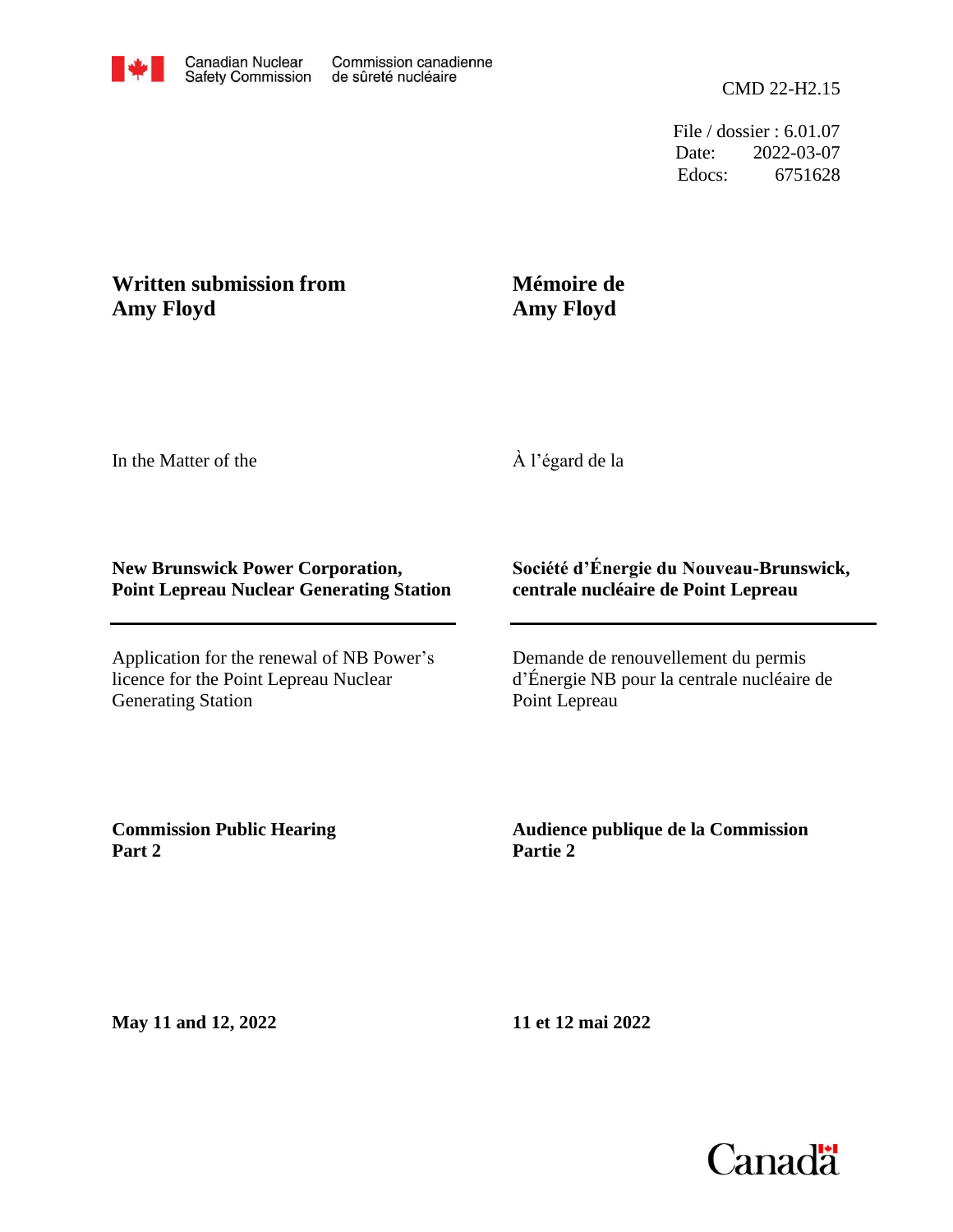Canadian Nuclear Safety Commission | Commission canadienne de sûreté nucléaire

CMD 22-H2.15

File / dossier : 6.01.07
Date: 2022-03-07
Edocs: 6751628

**Written submission from Amy Floyd**

**Mémoire de Amy Floyd**

In the Matter of the

À l'égard de la

**New Brunswick Power Corporation, Point Lepreau Nuclear Generating Station**

**Société d'Énergie du Nouveau-Brunswick, centrale nucléaire de Point Lepreau**

Application for the renewal of NB Power's licence for the Point Lepreau Nuclear Generating Station

Demande de renouvellement du permis d'Énergie NB pour la centrale nucléaire de Point Lepreau

**Commission Public Hearing Part 2**

**Audience publique de la Commission Partie 2**

**May 11 and 12, 2022**

**11 et 12 mai 2022**

Canada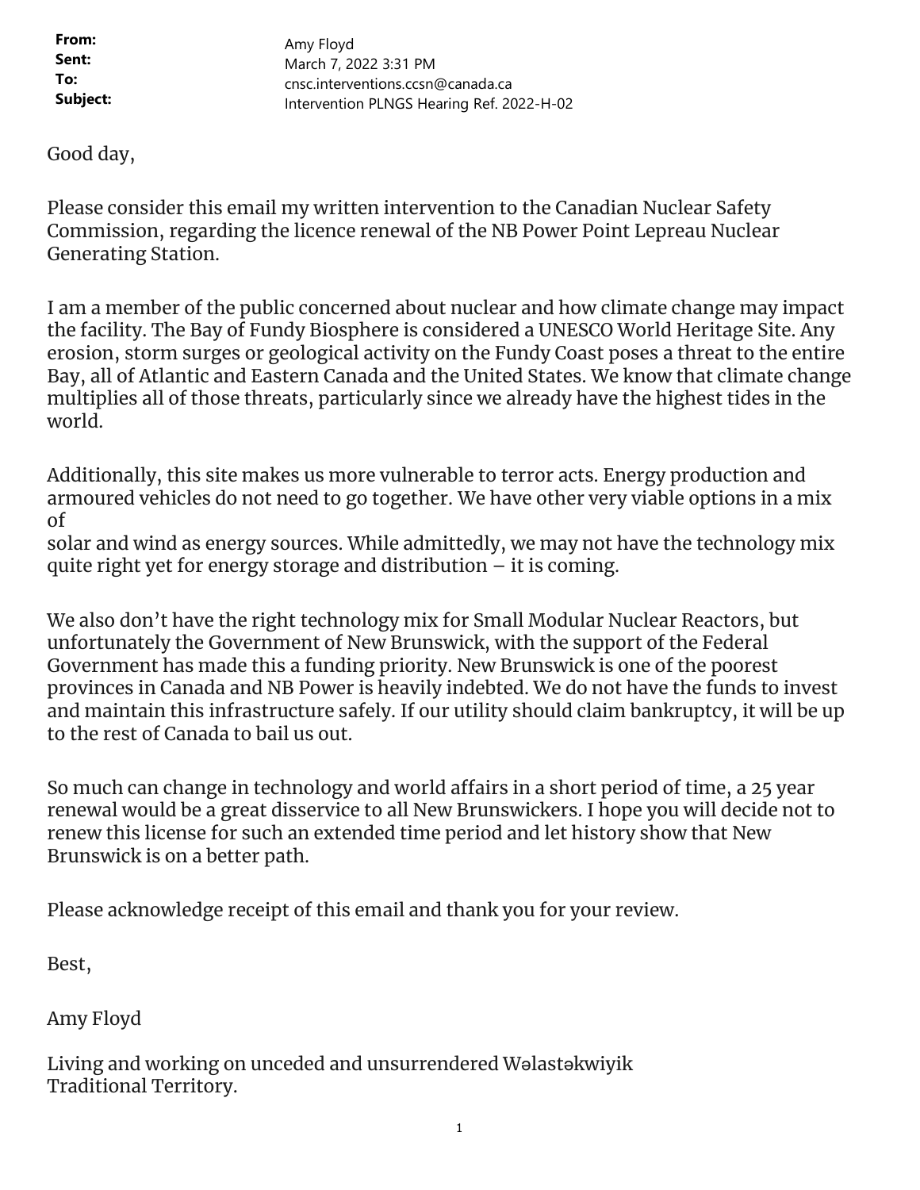**From:** Amy Floyd
**Sent:** March 7, 2022 3:31 PM
**To:** cnsc.interventions.ccsn@canada.ca
**Subject:** Intervention PLNGS Hearing Ref. 2022-H-02

Good day,

Please consider this email my written intervention to the Canadian Nuclear Safety Commission, regarding the licence renewal of the NB Power Point Lepreau Nuclear Generating Station.

I am a member of the public concerned about nuclear and how climate change may impact the facility. The Bay of Fundy Biosphere is considered a UNESCO World Heritage Site. Any erosion, storm surges or geological activity on the Fundy Coast poses a threat to the entire Bay, all of Atlantic and Eastern Canada and the United States. We know that climate change multiplies all of those threats, particularly since we already have the highest tides in the world.

Additionally, this site makes us more vulnerable to terror acts. Energy production and armoured vehicles do not need to go together. We have other very viable options in a mix of
solar and wind as energy sources. While admittedly, we may not have the technology mix quite right yet for energy storage and distribution – it is coming.

We also don't have the right technology mix for Small Modular Nuclear Reactors, but unfortunately the Government of New Brunswick, with the support of the Federal Government has made this a funding priority. New Brunswick is one of the poorest provinces in Canada and NB Power is heavily indebted. We do not have the funds to invest and maintain this infrastructure safely. If our utility should claim bankruptcy, it will be up to the rest of Canada to bail us out.

So much can change in technology and world affairs in a short period of time, a 25 year renewal would be a great disservice to all New Brunswickers. I hope you will decide not to renew this license for such an extended time period and let history show that New Brunswick is on a better path.

Please acknowledge receipt of this email and thank you for your review.

Best,

Amy Floyd

Living and working on unceded and unsurrendered Wəlastəkwiyik
Traditional Territory.